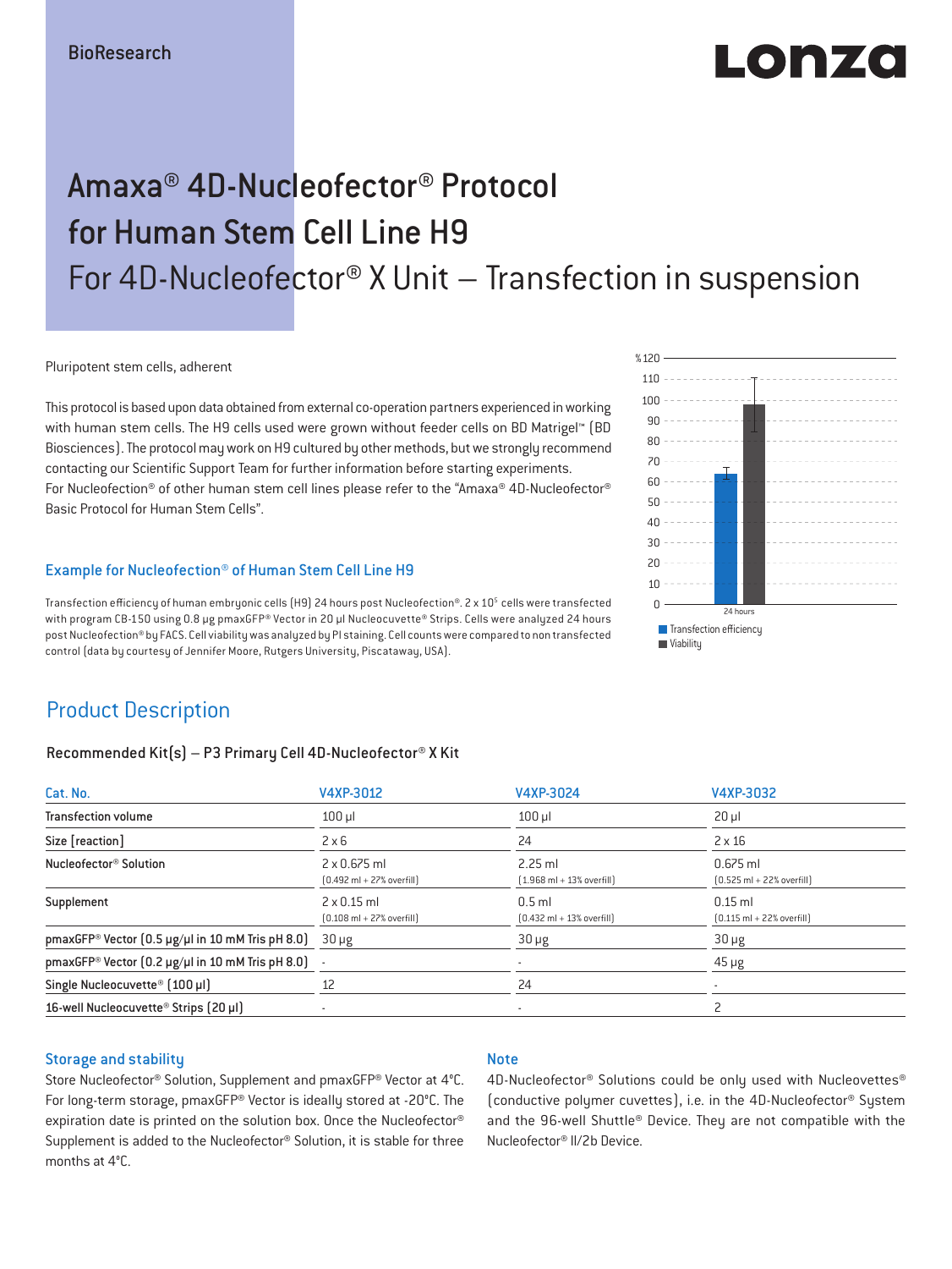BioResearch

# Amaxa® 4D-Nucleofector® Protocol for Human Stem Cell Line H9

## For 4D-Nucleofector® X Unit – Transfection in suspension

Pluripotent stem cells, adherent

This protocol is based upon data obtained from external co-operation partners experienced in working with human stem cells. The H9 cells used were grown without feeder cells on BD Matrigel™ (BD Biosciences). The protocol may work on H9 cultured by other methods, but we strongly recommend contacting our Scientific Support Team for further information before starting experiments.
For Nucleofection® of other human stem cell lines please refer to the "Amaxa® 4D-Nucleofector® Basic Protocol for Human Stem Cells".

### Example for Nucleofection® of Human Stem Cell Line H9

Transfection efficiency of human embryonic cells (H9) 24 hours post Nucleofection®. 2 x $10^5$ cells were transfected with program CB-150 using 0.8 µg pmaxGFP® Vector in 20 µl Nucleocuvette® Strips. Cells were analyzed 24 hours post Nucleofection® by FACS. Cell viability was analyzed by PI staining. Cell counts were compared to non transfected control (data by courtesy of Jennifer Moore, Rutgers University, Piscataway, USA).

## Product Description

### Recommended Kit(s) – P3 Primary Cell 4D-Nucleofector® X Kit

| Cat. No. | V4XP-3012 | V4XP-3024 | V4XP-3032 |
|---|---|---|---|
| Transfection volume | 100 µl | 100 µl | 20 µl |
| Size [reaction] | 2 x 6 | 24 | 2 x 16 |
| Nucleofector® Solution | 2 x 0.675 ml (0.492 ml + 27% overfill) | 2.25 ml (1.968 ml + 13% overfill) | 0.675 ml (0.525 ml + 22% overfill) |
| Supplement | 2 x 0.15 ml (0.108 ml + 27% overfill) | 0.5 ml (0.432 ml + 13% overfill) | 0.15 ml (0.115 ml + 22% overfill) |
| pmaxGFP® Vector (0.5 µg/µl in 10 mM Tris pH 8.0) | 30 µg | 30 µg | 30 µg |
| pmaxGFP® Vector (0.2 µg/µl in 10 mM Tris pH 8.0) | - | - | 45 µg |
| Single Nucleocuvette® (100 µl) | 12 | 24 | - |
| 16-well Nucleocuvette® Strips (20 µl) | - | - | 2 |

### Storage and stability

Store Nucleofector® Solution, Supplement and pmaxGFP® Vector at 4°C. For long-term storage, pmaxGFP® Vector is ideally stored at -20°C. The expiration date is printed on the solution box. Once the Nucleofector® Supplement is added to the Nucleofector® Solution, it is stable for three months at 4°C.

### Note

4D-Nucleofector® Solutions could be only used with Nucleovettes® (conductive polymer cuvettes), i.e. in the 4D-Nucleofector® System and the 96-well Shuttle® Device. They are not compatible with the Nucleofector® II/2b Device.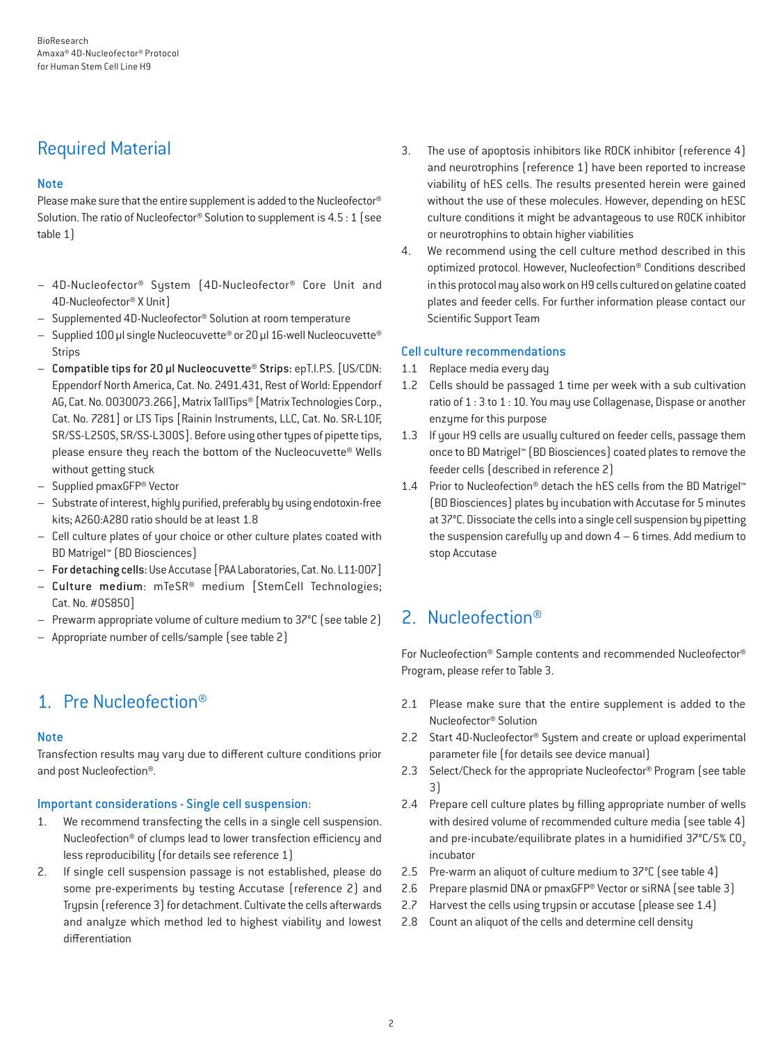## Required Material

### Note

Please make sure that the entire supplement is added to the Nucleofector® Solution. The ratio of Nucleofector® Solution to supplement is 4.5 : 1 (see table 1)

- 4D-Nucleofector® System (4D-Nucleofector® Core Unit and 4D-Nucleofector® X Unit)
- Supplemented 4D-Nucleofector® Solution at room temperature
- Supplied 100 µl single Nucleocuvette® or 20 µl 16-well Nucleocuvette® Strips
- **Compatible tips for 20 µl Nucleocuvette® Strips:** epT.I.P.S. [US/CDN: Eppendorf North America, Cat. No. 2491.431, Rest of World: Eppendorf AG, Cat. No. 0030073.266], Matrix TallTips® [Matrix Technologies Corp., Cat. No. 7281] or LTS Tips [Rainin Instruments, LLC, Cat. No. SR-L10F, SR/SS-L250S, SR/SS-L300S]. Before using other types of pipette tips, please ensure they reach the bottom of the Nucleocuvette® Wells without getting stuck
- Supplied pmaxGFP® Vector
- Substrate of interest, highly purified, preferably by using endotoxin-free kits; A260:A280 ratio should be at least 1.8
- Cell culture plates of your choice or other culture plates coated with BD Matrigel™ (BD Biosciences)
- **For detaching cells:** Use Accutase [PAA Laboratories, Cat. No. L11-007]
- **Culture medium**: mTeSR® medium [StemCell Technologies; Cat. No. #05850]
- Prewarm appropriate volume of culture medium to 37°C (see table 2)
- Appropriate number of cells/sample (see table 2)

## 1. Pre Nucleofection®

### Note

Transfection results may vary due to different culture conditions prior and post Nucleofection®.

### Important considerations - Single cell suspension:

1. We recommend transfecting the cells in a single cell suspension. Nucleofection® of clumps lead to lower transfection efficiency and less reproducibility (for details see reference 1)
2. If single cell suspension passage is not established, please do some pre-experiments by testing Accutase (reference 2) and Trypsin (reference 3) for detachment. Cultivate the cells afterwards and analyze which method led to highest viability and lowest differentiation
3. The use of apoptosis inhibitors like ROCK inhibitor (reference 4) and neurotrophins (reference 1) have been reported to increase viability of hES cells. The results presented herein were gained without the use of these molecules. However, depending on hESC culture conditions it might be advantageous to use ROCK inhibitor or neurotrophins to obtain higher viabilities
4. We recommend using the cell culture method described in this optimized protocol. However, Nucleofection® Conditions described in this protocol may also work on H9 cells cultured on gelatine coated plates and feeder cells. For further information please contact our Scientific Support Team

### Cell culture recommendations

1.1 Replace media every day

1.2 Cells should be passaged 1 time per week with a sub cultivation ratio of 1 : 3 to 1 : 10. You may use Collagenase, Dispase or another enzyme for this purpose

1.3 If your H9 cells are usually cultured on feeder cells, passage them once to BD Matrigel™ (BD Biosciences) coated plates to remove the feeder cells (described in reference 2)

1.4 Prior to Nucleofection® detach the hES cells from the BD Matrigel™ (BD Biosciences) plates by incubation with Accutase for 5 minutes at 37°C. Dissociate the cells into a single cell suspension by pipetting the suspension carefully up and down 4 – 6 times. Add medium to stop Accutase

## 2. Nucleofection®

For Nucleofection® Sample contents and recommended Nucleofector® Program, please refer to Table 3.

2.1 Please make sure that the entire supplement is added to the Nucleofector® Solution

2.2 Start 4D-Nucleofector® System and create or upload experimental parameter file (for details see device manual)

2.3 Select/Check for the appropriate Nucleofector® Program (see table 3)

2.4 Prepare cell culture plates by filling appropriate number of wells with desired volume of recommended culture media (see table 4) and pre-incubate/equilibrate plates in a humidified 37°C/5% $CO_2$ incubator

2.5 Pre-warm an aliquot of culture medium to 37°C (see table 4)

2.6 Prepare plasmid DNA or pmaxGFP® Vector or siRNA (see table 3)

2.7 Harvest the cells using trypsin or accutase (please see 1.4)

2.8 Count an aliquot of the cells and determine cell density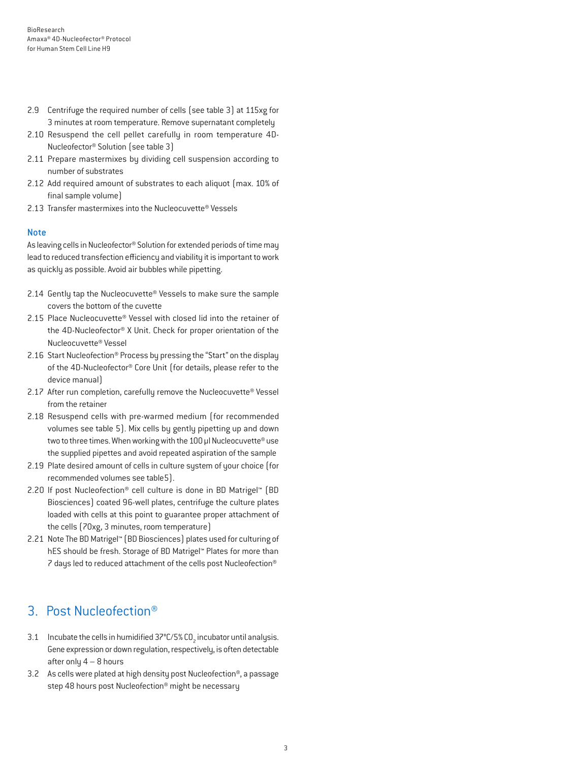2.9 Centrifuge the required number of cells (see table 3) at 115xg for 3 minutes at room temperature. Remove supernatant completely
2.10 Resuspend the cell pellet carefully in room temperature 4D-Nucleofector® Solution (see table 3)
2.11 Prepare mastermixes by dividing cell suspension according to number of substrates
2.12 Add required amount of substrates to each aliquot (max. 10% of final sample volume)
2.13 Transfer mastermixes into the Nucleocuvette® Vessels

### Note

As leaving cells in Nucleofector® Solution for extended periods of time may lead to reduced transfection efficiency and viability it is important to work as quickly as possible. Avoid air bubbles while pipetting.

2.14 Gently tap the Nucleocuvette® Vessels to make sure the sample covers the bottom of the cuvette
2.15 Place Nucleocuvette® Vessel with closed lid into the retainer of the 4D-Nucleofector® X Unit. Check for proper orientation of the Nucleocuvette® Vessel
2.16 Start Nucleofection® Process by pressing the "Start" on the display of the 4D-Nucleofector® Core Unit (for details, please refer to the device manual)
2.17 After run completion, carefully remove the Nucleocuvette® Vessel from the retainer
2.18 Resuspend cells with pre-warmed medium (for recommended volumes see table 5). Mix cells by gently pipetting up and down two to three times. When working with the 100 µl Nucleocuvette® use the supplied pipettes and avoid repeated aspiration of the sample
2.19 Plate desired amount of cells in culture system of your choice (for recommended volumes see table5).
2.20 If post Nucleofection® cell culture is done in BD Matrigel™ (BD Biosciences) coated 96-well plates, centrifuge the culture plates loaded with cells at this point to guarantee proper attachment of the cells (70xg, 3 minutes, room temperature)
2.21 Note The BD Matrigel™ (BD Biosciences) plates used for culturing of hES should be fresh. Storage of BD Matrigel™ Plates for more than 7 days led to reduced attachment of the cells post Nucleofection®

## 3. Post Nucleofection®

3.1 Incubate the cells in humidified 37°C/5% $CO_2$ incubator until analysis. Gene expression or down regulation, respectively, is often detectable after only 4 – 8 hours
3.2 As cells were plated at high density post Nucleofection®, a passage step 48 hours post Nucleofection® might be necessary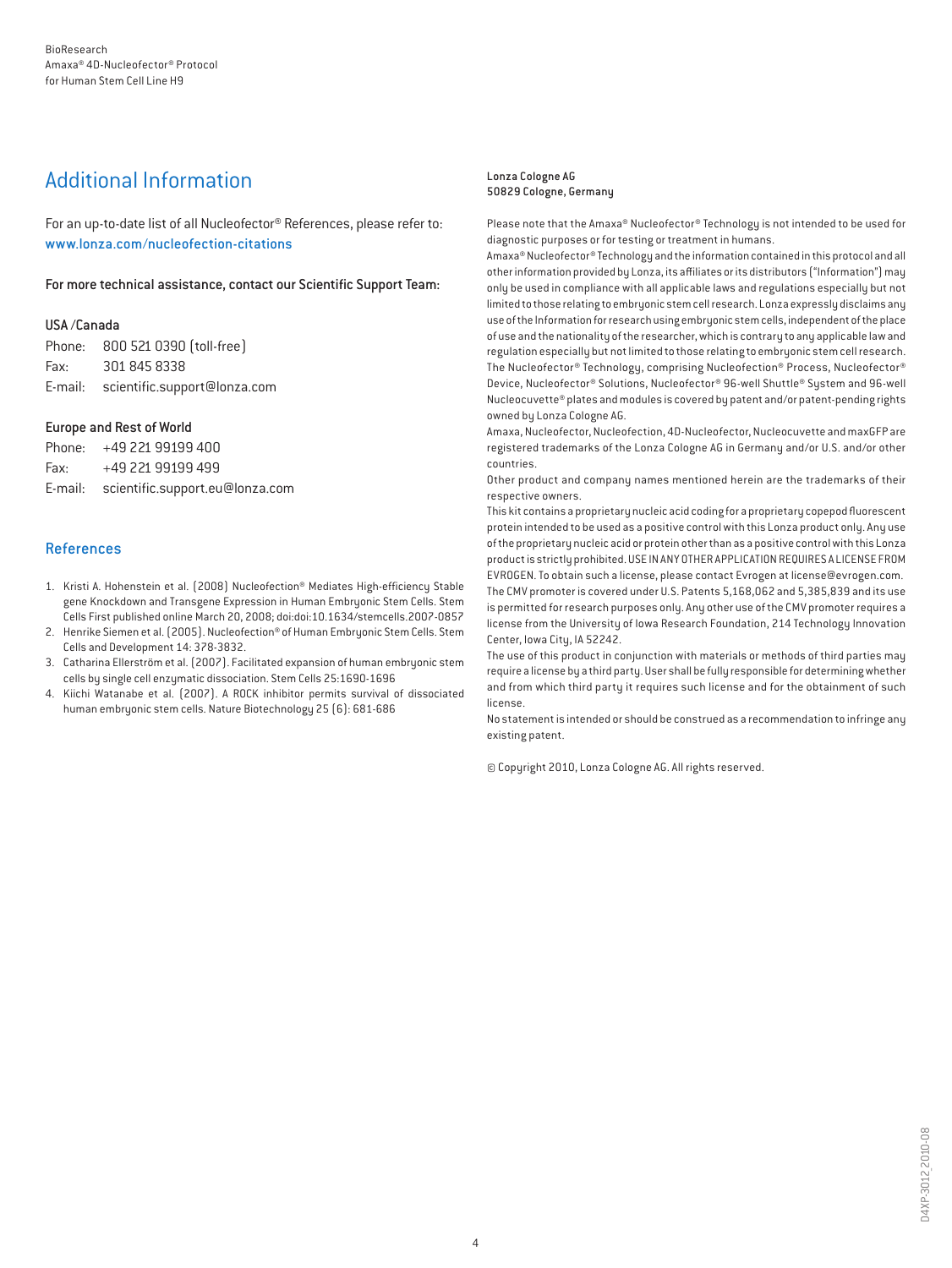## Additional Information

For an up-to-date list of all Nucleofector® References, please refer to: www.lonza.com/nucleofection-citations

**For more technical assistance, contact our Scientific Support Team:**

**USA /Canada**

Phone: 800 521 0390 (toll-free)
Fax: 301 845 8338
E-mail: scientific.support@lonza.com

**Europe and Rest of World**

Phone: +49 221 99199 400
Fax: +49 221 99199 499
E-mail: scientific.support.eu@lonza.com

## References

1. Kristi A. Hohenstein et al. (2008) Nucleofection® Mediates High-efficiency Stable gene Knockdown and Transgene Expression in Human Embryonic Stem Cells. Stem Cells First published online March 20, 2008; doi:doi:10.1634/stemcells.2007-0857
2. Henrike Siemen et al. (2005). Nucleofection® of Human Embryonic Stem Cells. Stem Cells and Development 14: 378-3832.
3. Catharina Ellerström et al. (2007). Facilitated expansion of human embryonic stem cells by single cell enzymatic dissociation. Stem Cells 25:1690-1696
4. Kiichi Watanabe et al. (2007). A ROCK inhibitor permits survival of dissociated human embryonic stem cells. Nature Biotechnology 25 (6): 681-686

Lonza Cologne AG
50829 Cologne, Germany

Please note that the Amaxa® Nucleofector® Technology is not intended to be used for diagnostic purposes or for testing or treatment in humans.

Amaxa® Nucleofector® Technology and the information contained in this protocol and all other information provided by Lonza, its affiliates or its distributors ("Information") may only be used in compliance with all applicable laws and regulations especially but not limited to those relating to embryonic stem cell research. Lonza expressly disclaims any use of the Information for research using embryonic stem cells, independent of the place of use and the nationality of the researcher, which is contrary to any applicable law and regulation especially but not limited to those relating to embryonic stem cell research.

The Nucleofector® Technology, comprising Nucleofection® Process, Nucleofector® Device, Nucleofector® Solutions, Nucleofector® 96-well Shuttle® System and 96-well Nucleocuvette® plates and modules is covered by patent and/or patent-pending rights owned by Lonza Cologne AG.

Amaxa, Nucleofector, Nucleofection, 4D-Nucleofector, Nucleocuvette and maxGFP are registered trademarks of the Lonza Cologne AG in Germany and/or U.S. and/or other countries.

Other product and company names mentioned herein are the trademarks of their respective owners.

This kit contains a proprietary nucleic acid coding for a proprietary copepod fluorescent protein intended to be used as a positive control with this Lonza product only. Any use of the proprietary nucleic acid or protein other than as a positive control with this Lonza product is strictly prohibited. USE IN ANY OTHER APPLICATION REQUIRES A LICENSE FROM EVROGEN. To obtain such a license, please contact Evrogen at license@evrogen.com.

The CMV promoter is covered under U.S. Patents 5,168,062 and 5,385,839 and its use is permitted for research purposes only. Any other use of the CMV promoter requires a license from the University of Iowa Research Foundation, 214 Technology Innovation Center, Iowa City, IA 52242.

The use of this product in conjunction with materials or methods of third parties may require a license by a third party. User shall be fully responsible for determining whether and from which third party it requires such license and for the obtainment of such license.

No statement is intended or should be construed as a recommendation to infringe any existing patent.

© Copyright 2010, Lonza Cologne AG. All rights reserved.

D4XP-3012_2010-08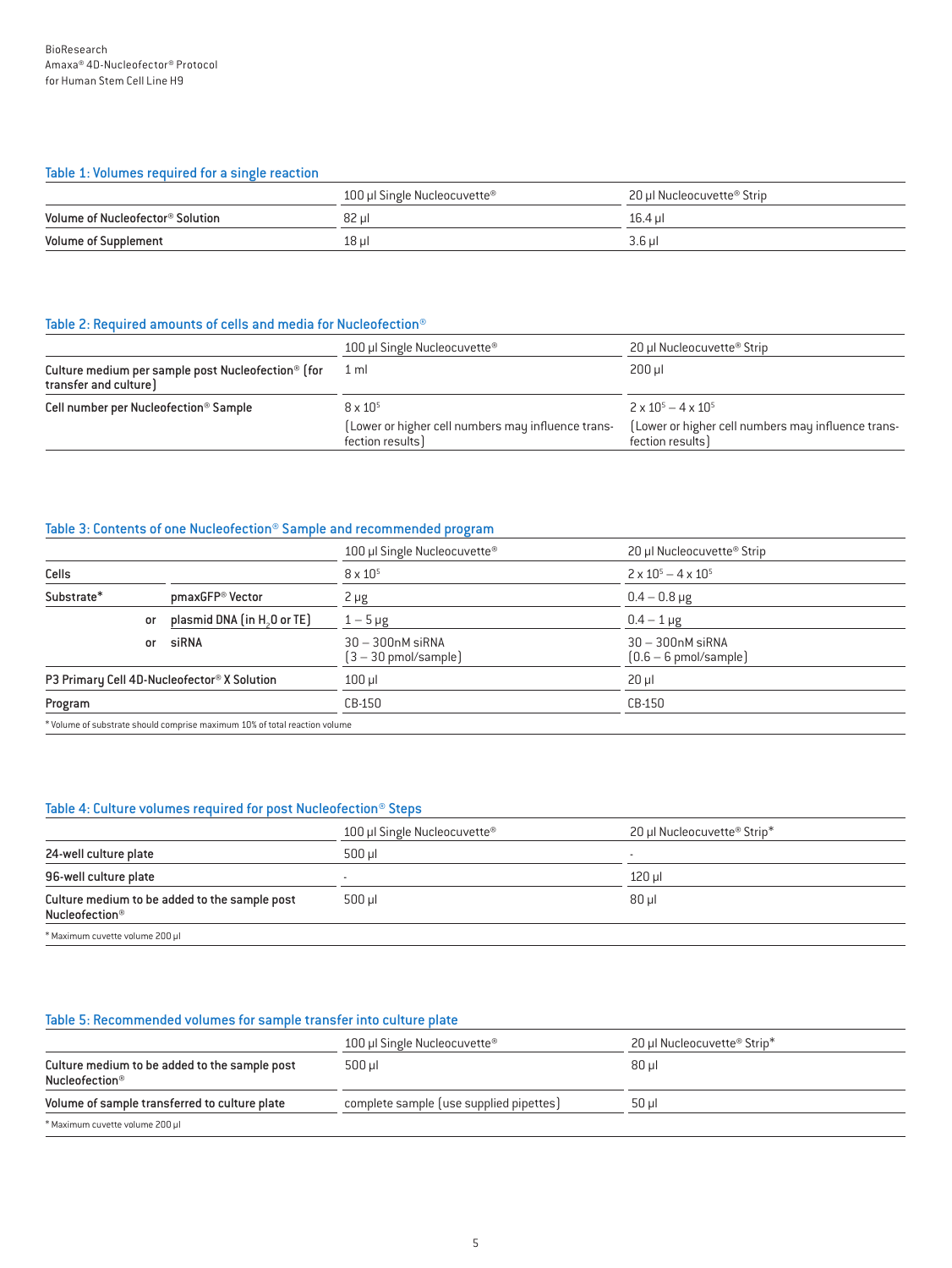### Table 1: Volumes required for a single reaction

| | 100 µl Single Nucleocuvette® | 20 µl Nucleocuvette® Strip |
|---|---|---|
| Volume of Nucleofector® Solution | 82 µl | 16.4 µl |
| Volume of Supplement | 18 µl | 3.6 µl |

### Table 2: Required amounts of cells and media for Nucleofection®

| | 100 µl Single Nucleocuvette® | 20 µl Nucleocuvette® Strip |
|---|---|---|
| Culture medium per sample post Nucleofection® (for transfer and culture) | 1 ml | 200 µl |
| Cell number per Nucleofection® Sample | $8 \times 10^5$ (Lower or higher cell numbers may influence transfection results) | $2 \times 10^5 - 4 \times 10^5$ (Lower or higher cell numbers may influence transfection results) |

### Table 3: Contents of one Nucleofection® Sample and recommended program

| | | 100 µl Single Nucleocuvette® | 20 µl Nucleocuvette® Strip |
|---|---|---|---|
| Cells | | $8 \times 10^5$ | $2 \times 10^5 - 4 \times 10^5$ |
| Substrate* | pmaxGFP® Vector | 2 µg | 0.4 – 0.8 µg |
| or | plasmid DNA (in $H_2O$ or TE) | 1 – 5 µg | 0.4 – 1 µg |
| or | siRNA | 30 – 300nM siRNA (3 – 30 pmol/sample) | 30 – 300nM siRNA (0.6 – 6 pmol/sample) |
| P3 Primary Cell 4D-Nucleofector® X Solution | | 100 µl | 20 µl |
| Program | | CB-150 | CB-150 |

* Volume of substrate should comprise maximum 10% of total reaction volume

### Table 4: Culture volumes required for post Nucleofection® Steps

| | 100 µl Single Nucleocuvette® | 20 µl Nucleocuvette® Strip* |
|---|---|---|
| 24-well culture plate | 500 µl | - |
| 96-well culture plate | - | 120 µl |
| Culture medium to be added to the sample post Nucleofection® | 500 µl | 80 µl |

* Maximum cuvette volume 200 µl

### Table 5: Recommended volumes for sample transfer into culture plate

| | 100 µl Single Nucleocuvette® | 20 µl Nucleocuvette® Strip* |
|---|---|---|
| Culture medium to be added to the sample post Nucleofection® | 500 µl | 80 µl |
| Volume of sample transferred to culture plate | complete sample (use supplied pipettes) | 50 µl |

* Maximum cuvette volume 200 µl